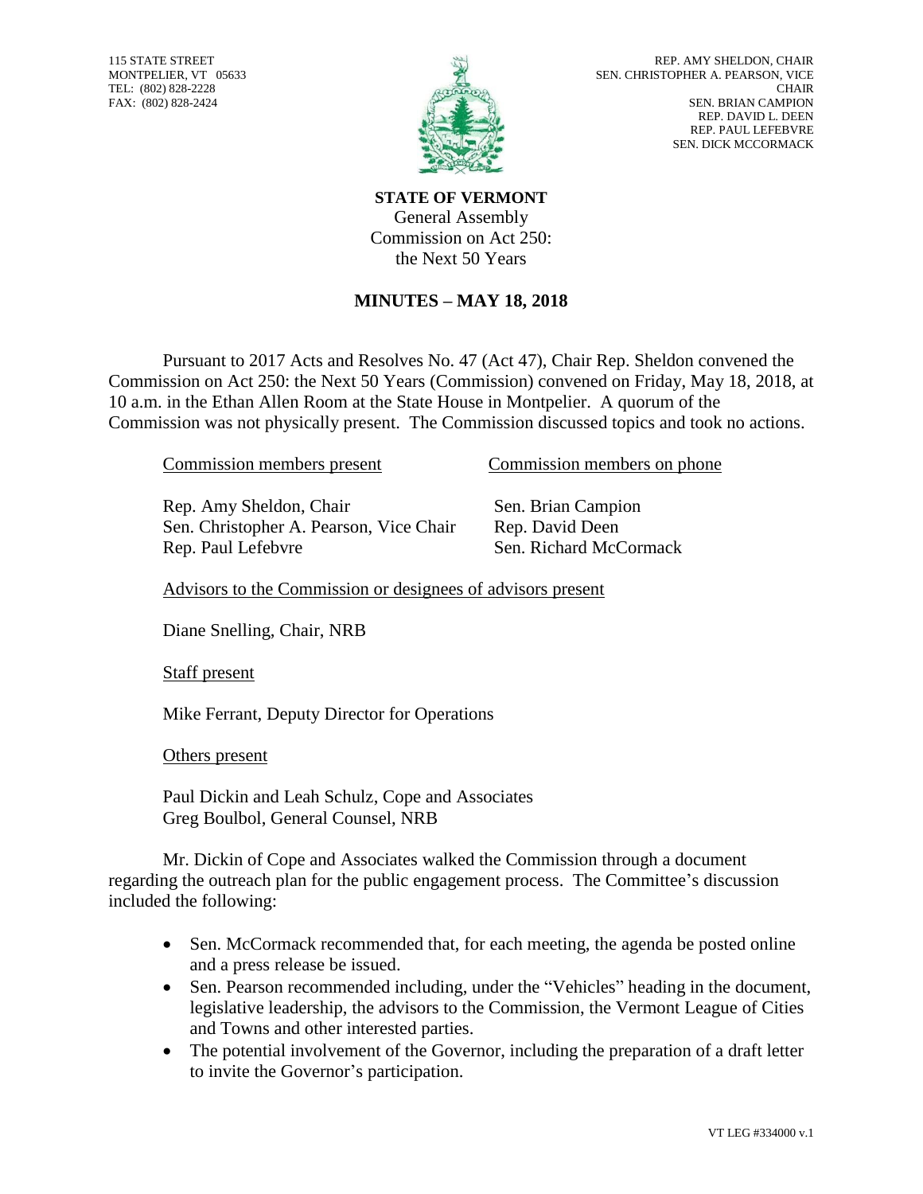115 STATE STREET
MONTPELIER, VT 05633
TEL: (802) 828-2228
FAX: (802) 828-2424

REP. AMY SHELDON, CHAIR
SEN. CHRISTOPHER A. PEARSON, VICE CHAIR
SEN. BRIAN CAMPION
REP. DAVID L. DEEN
REP. PAUL LEFEBVRE
SEN. DICK MCCORMACK

**STATE OF VERMONT**
General Assembly
Commission on Act 250:
the Next 50 Years

## MINUTES – MAY 18, 2018

Pursuant to 2017 Acts and Resolves No. 47 (Act 47), Chair Rep. Sheldon convened the Commission on Act 250: the Next 50 Years (Commission) convened on Friday, May 18, 2018, at 10 a.m. in the Ethan Allen Room at the State House in Montpelier. A quorum of the Commission was not physically present. The Commission discussed topics and took no actions.

| Commission members present | Commission members on phone |
|---|---|
| Rep. Amy Sheldon, Chair | Sen. Brian Campion |
| Sen. Christopher A. Pearson, Vice Chair | Rep. David Deen |
| Rep. Paul Lefebvre | Sen. Richard McCormack |

Advisors to the Commission or designees of advisors present

Diane Snelling, Chair, NRB

Staff present

Mike Ferrant, Deputy Director for Operations

Others present

Paul Dickin and Leah Schulz, Cope and Associates
Greg Boulbol, General Counsel, NRB

Mr. Dickin of Cope and Associates walked the Commission through a document regarding the outreach plan for the public engagement process. The Committee's discussion included the following:

- Sen. McCormack recommended that, for each meeting, the agenda be posted online and a press release be issued.
- Sen. Pearson recommended including, under the "Vehicles" heading in the document, legislative leadership, the advisors to the Commission, the Vermont League of Cities and Towns and other interested parties.
- The potential involvement of the Governor, including the preparation of a draft letter to invite the Governor's participation.

VT LEG #334000 v.1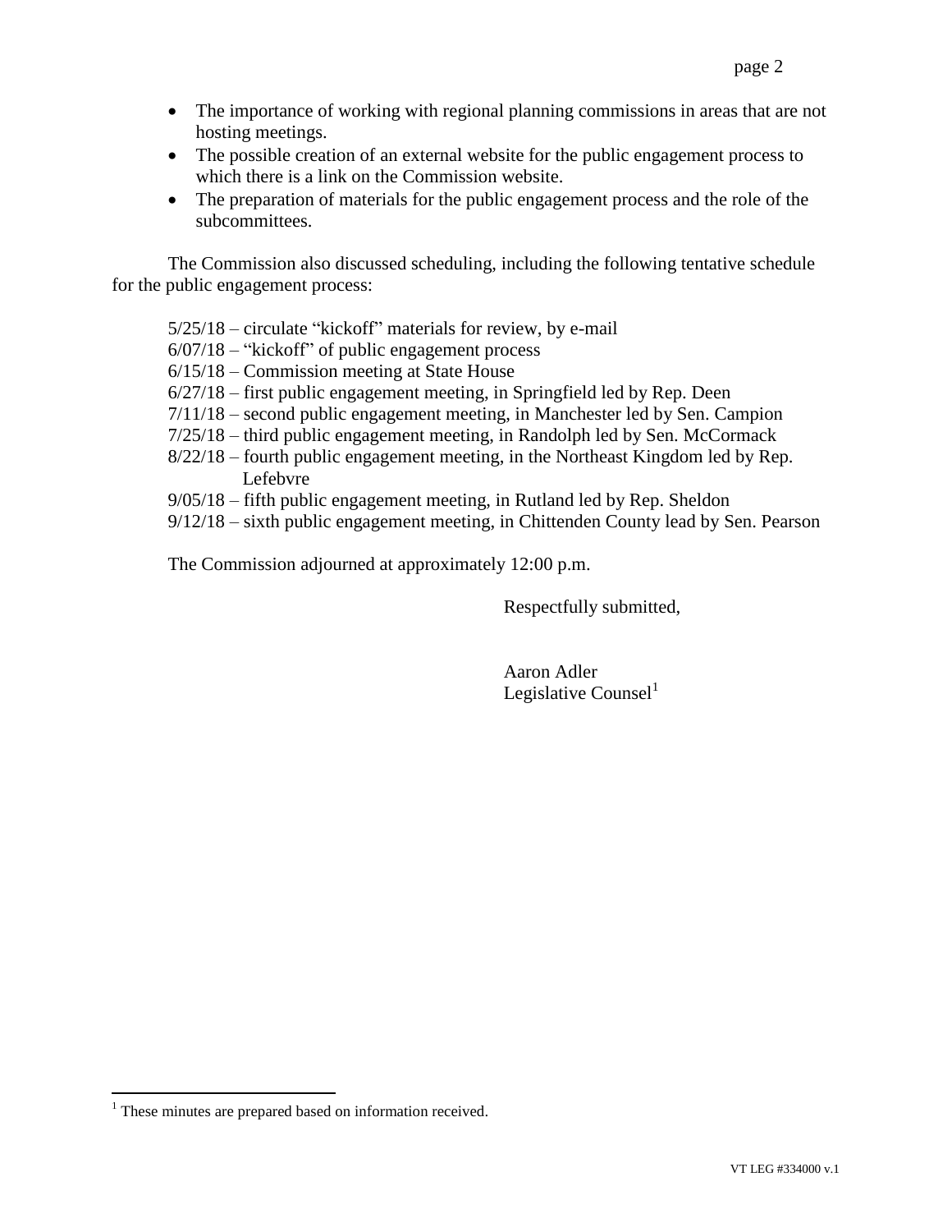- The importance of working with regional planning commissions in areas that are not hosting meetings.
- The possible creation of an external website for the public engagement process to which there is a link on the Commission website.
- The preparation of materials for the public engagement process and the role of the subcommittees.

The Commission also discussed scheduling, including the following tentative schedule for the public engagement process:

5/25/18 – circulate "kickoff" materials for review, by e-mail
6/07/18 – "kickoff" of public engagement process
6/15/18 – Commission meeting at State House
6/27/18 – first public engagement meeting, in Springfield led by Rep. Deen
7/11/18 – second public engagement meeting, in Manchester led by Sen. Campion
7/25/18 – third public engagement meeting, in Randolph led by Sen. McCormack
8/22/18 – fourth public engagement meeting, in the Northeast Kingdom led by Rep. Lefebvre
9/05/18 – fifth public engagement meeting, in Rutland led by Rep. Sheldon
9/12/18 – sixth public engagement meeting, in Chittenden County lead by Sen. Pearson

The Commission adjourned at approximately 12:00 p.m.

Respectfully submitted,

Aaron Adler
Legislative Counsel[1]

[1] These minutes are prepared based on information received.

VT LEG #334000 v.1